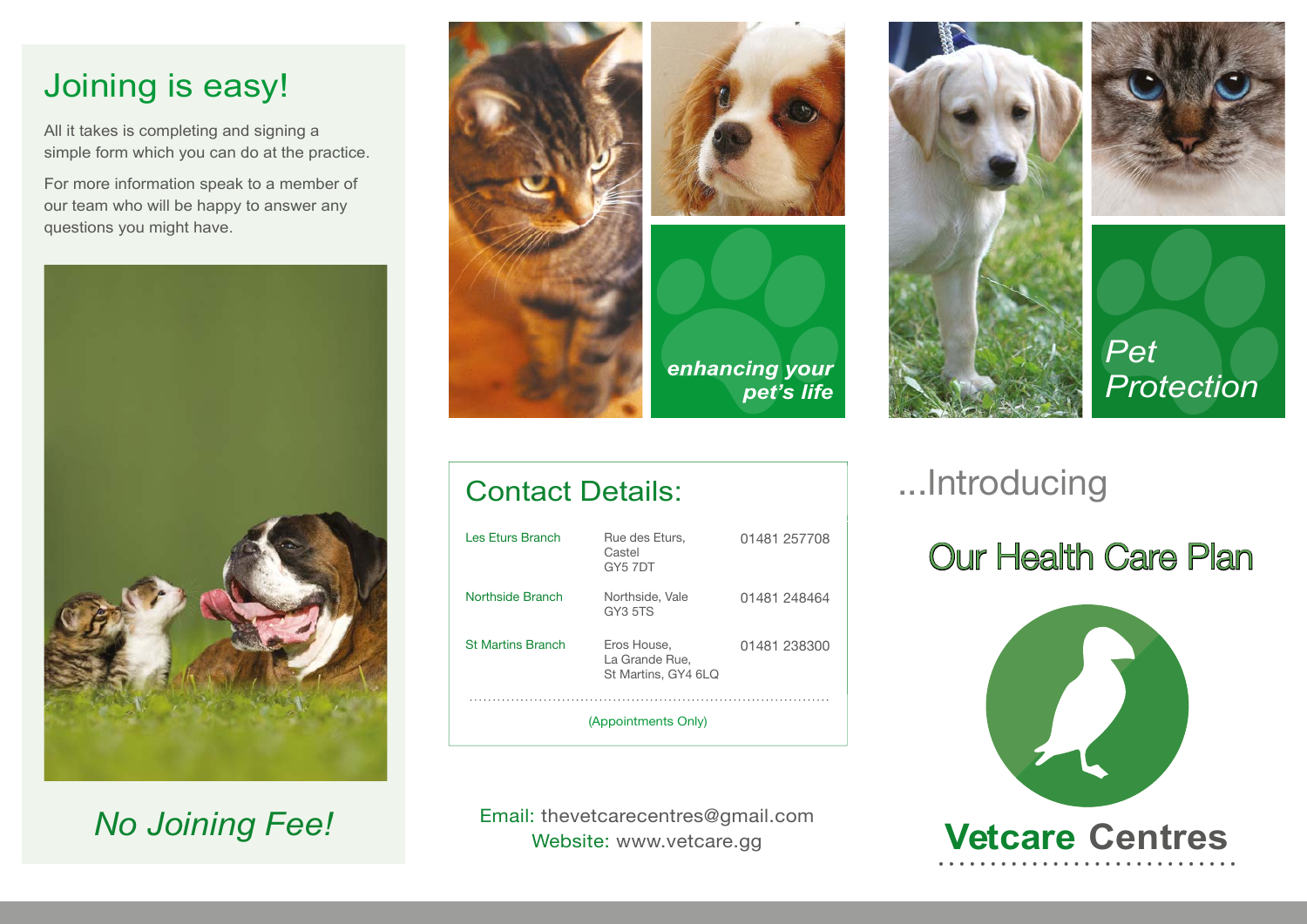## Joining is easy!

All it takes is completing and signing a simple form which you can do at the practice.

For more information speak to a member of our team who will be happy to answer any questions you might have.

*No Joining Fee!*

***enhancing your pet's life***

*Pet Protection*

## Contact Details:

| | | |
|---|---|---|
| Les Eturs Branch | Rue des Eturs, Castel GY5 7DT | 01481 257708 |
| Northside Branch | Northside, Vale GY3 5TS | 01481 248464 |
| St Martins Branch | Eros House, La Grande Rue, St Martins, GY4 6LQ | 01481 238300 |

(Appointments Only)

Email: thevetcarecentres@gmail.com
Website: www.vetcare.gg

...Introducing

# Our Health Care Plan

**Vetcare Centres**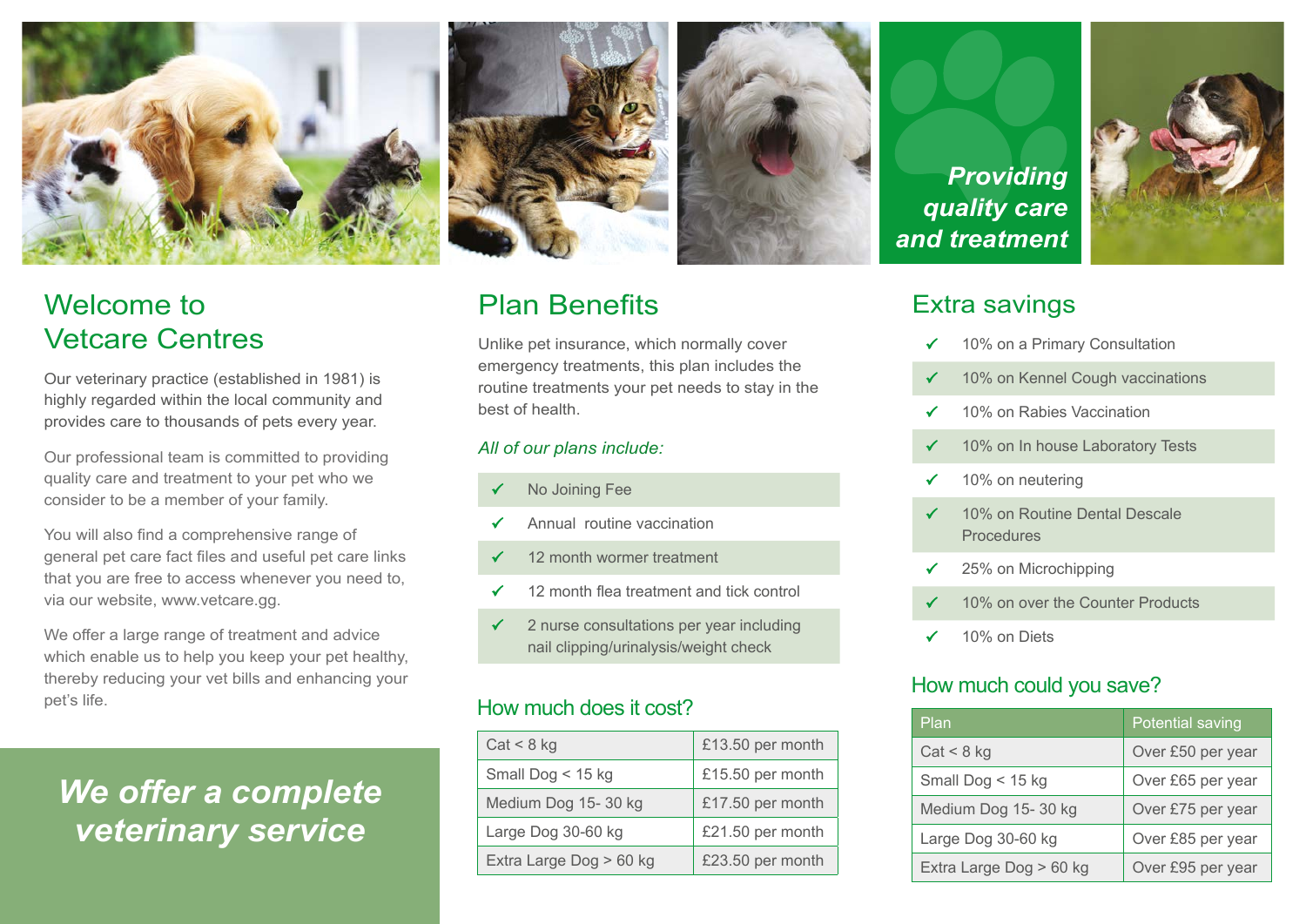**Providing quality care and treatment**

## Welcome to Vetcare Centres

Our veterinary practice (established in 1981) is highly regarded within the local community and provides care to thousands of pets every year.

Our professional team is committed to providing quality care and treatment to your pet who we consider to be a member of your family.

You will also find a comprehensive range of general pet care fact files and useful pet care links that you are free to access whenever you need to, via our website, www.vetcare.gg.

We offer a large range of treatment and advice which enable us to help you keep your pet healthy, thereby reducing your vet bills and enhancing your pet's life.

***We offer a complete veterinary service***

## Plan Benefits

Unlike pet insurance, which normally cover emergency treatments, this plan includes the routine treatments your pet needs to stay in the best of health.

*All of our plans include:*

- ✓ No Joining Fee
- ✓ Annual routine vaccination
- ✓ 12 month wormer treatment
- ✓ 12 month flea treatment and tick control
- ✓ 2 nurse consultations per year including nail clipping/urinalysis/weight check

### How much does it cost?

| | |
|---|---|
| Cat < 8 kg | £13.50 per month |
| Small Dog < 15 kg | £15.50 per month |
| Medium Dog 15- 30 kg | £17.50 per month |
| Large Dog 30-60 kg | £21.50 per month |
| Extra Large Dog > 60 kg | £23.50 per month |

## Extra savings

- ✓ 10% on a Primary Consultation
- ✓ 10% on Kennel Cough vaccinations
- ✓ 10% on Rabies Vaccination
- ✓ 10% on In house Laboratory Tests
- ✓ 10% on neutering
- ✓ 10% on Routine Dental Descale Procedures
- ✓ 25% on Microchipping
- ✓ 10% on over the Counter Products
- ✓ 10% on Diets

### How much could you save?

| Plan | Potential saving |
|---|---|
| Cat < 8 kg | Over £50 per year |
| Small Dog < 15 kg | Over £65 per year |
| Medium Dog 15- 30 kg | Over £75 per year |
| Large Dog 30-60 kg | Over £85 per year |
| Extra Large Dog > 60 kg | Over £95 per year |